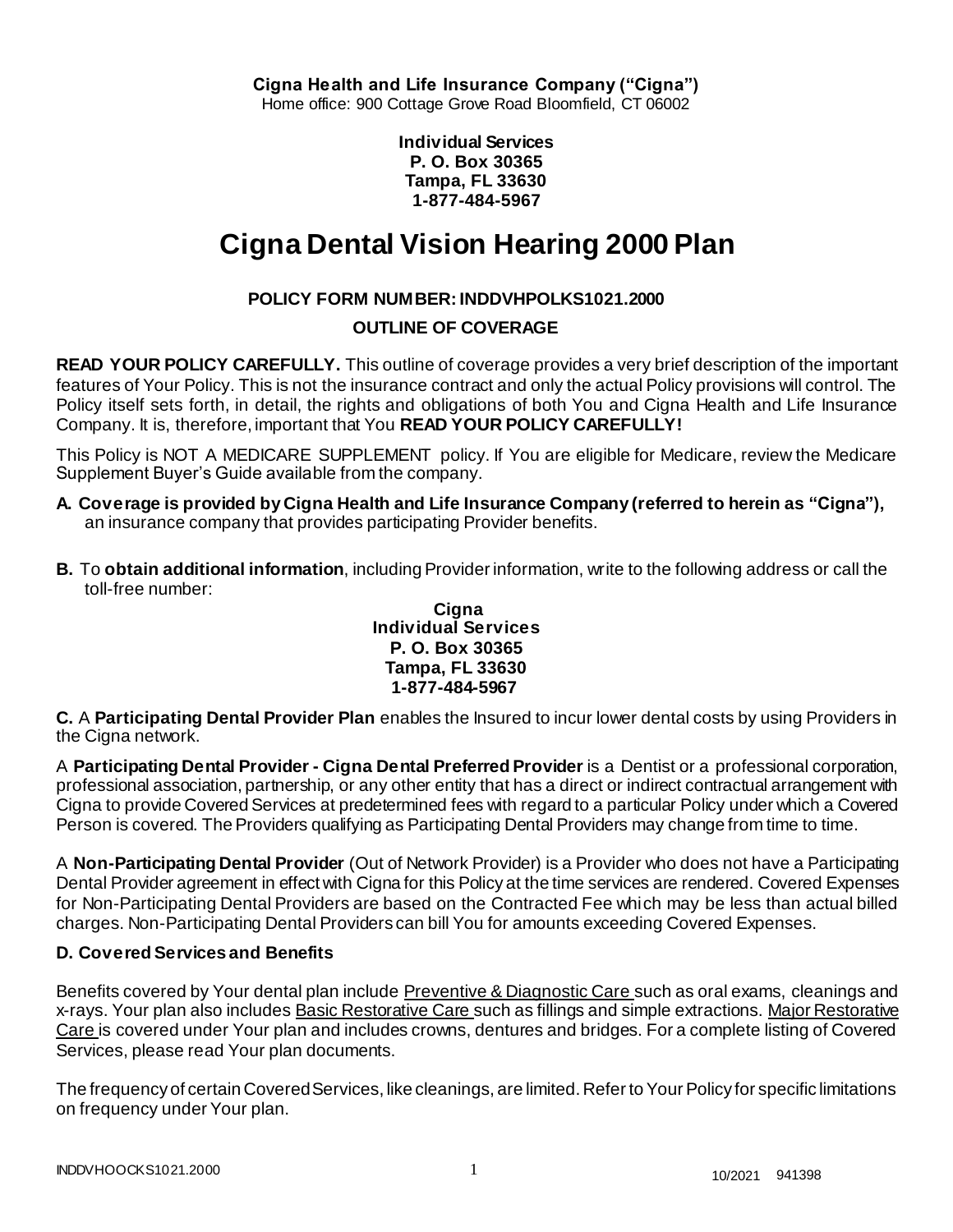**Cigna Health and Life Insurance Company ("Cigna")**
Home office: 900 Cottage Grove Road Bloomfield, CT 06002

**Individual Services**
**P. O. Box 30365**
**Tampa, FL 33630**
**1-877-484-5967**

# Cigna Dental Vision Hearing 2000 Plan

**POLICY FORM NUMBER: INDDVHPOLKS1021.2000**

**OUTLINE OF COVERAGE**

**READ YOUR POLICY CAREFULLY.** This outline of coverage provides a very brief description of the important features of Your Policy. This is not the insurance contract and only the actual Policy provisions will control. The Policy itself sets forth, in detail, the rights and obligations of both You and Cigna Health and Life Insurance Company. It is, therefore, important that You **READ YOUR POLICY CAREFULLY!**

This Policy is NOT A MEDICARE SUPPLEMENT policy. If You are eligible for Medicare, review the Medicare Supplement Buyer's Guide available from the company.

**A. Coverage is provided by Cigna Health and Life Insurance Company (referred to herein as "Cigna"),** an insurance company that provides participating Provider benefits.

**B.** To **obtain additional information**, including Provider information, write to the following address or call the toll-free number:

**Cigna**
**Individual Services**
**P. O. Box 30365**
**Tampa, FL 33630**
**1-877-484-5967**

**C.** A **Participating Dental Provider Plan** enables the Insured to incur lower dental costs by using Providers in the Cigna network.

A **Participating Dental Provider - Cigna Dental Preferred Provider** is a Dentist or a professional corporation, professional association, partnership, or any other entity that has a direct or indirect contractual arrangement with Cigna to provide Covered Services at predetermined fees with regard to a particular Policy under which a Covered Person is covered. The Providers qualifying as Participating Dental Providers may change from time to time.

A **Non-Participating Dental Provider** (Out of Network Provider) is a Provider who does not have a Participating Dental Provider agreement in effect with Cigna for this Policy at the time services are rendered. Covered Expenses for Non-Participating Dental Providers are based on the Contracted Fee which may be less than actual billed charges. Non-Participating Dental Providers can bill You for amounts exceeding Covered Expenses.

**D. Covered Services and Benefits**

Benefits covered by Your dental plan include Preventive & Diagnostic Care such as oral exams, cleanings and x-rays. Your plan also includes Basic Restorative Care such as fillings and simple extractions. Major Restorative Care is covered under Your plan and includes crowns, dentures and bridges. For a complete listing of Covered Services, please read Your plan documents.

The frequency of certain Covered Services, like cleanings, are limited. Refer to Your Policy for specific limitations on frequency under Your plan.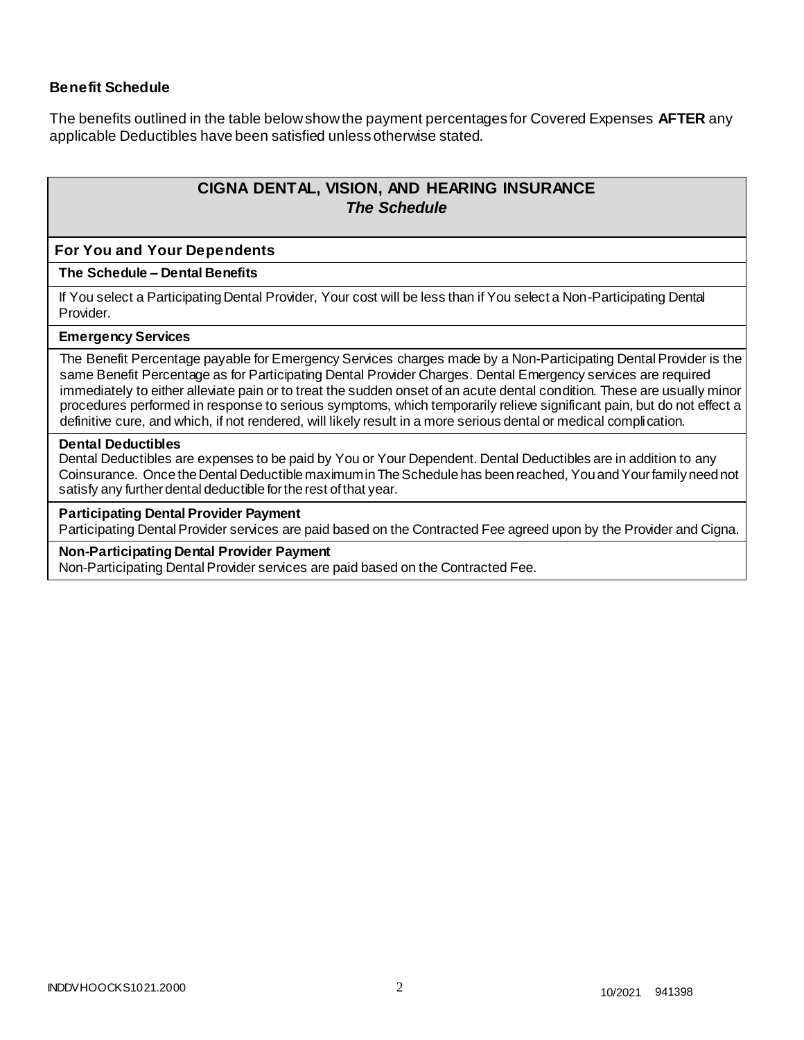**Benefit Schedule**

The benefits outlined in the table below show the payment percentages for Covered Expenses **AFTER** any applicable Deductibles have been satisfied unless otherwise stated.

## CIGNA DENTAL, VISION, AND HEARING INSURANCE
### *The Schedule*

### For You and Your Dependents

**The Schedule – Dental Benefits**

If You select a Participating Dental Provider, Your cost will be less than if You select a Non-Participating Dental Provider.

**Emergency Services**

The Benefit Percentage payable for Emergency Services charges made by a Non-Participating Dental Provider is the same Benefit Percentage as for Participating Dental Provider Charges. Dental Emergency services are required immediately to either alleviate pain or to treat the sudden onset of an acute dental condition. These are usually minor procedures performed in response to serious symptoms, which temporarily relieve significant pain, but do not effect a definitive cure, and which, if not rendered, will likely result in a more serious dental or medical complication.

**Dental Deductibles**

Dental Deductibles are expenses to be paid by You or Your Dependent. Dental Deductibles are in addition to any Coinsurance. Once the Dental Deductible maximum in The Schedule has been reached, You and Your family need not satisfy any further dental deductible for the rest of that year.

**Participating Dental Provider Payment**

Participating Dental Provider services are paid based on the Contracted Fee agreed upon by the Provider and Cigna.

**Non-Participating Dental Provider Payment**

Non-Participating Dental Provider services are paid based on the Contracted Fee.

INDDVHOOCKS1021.2000 10/2021 941398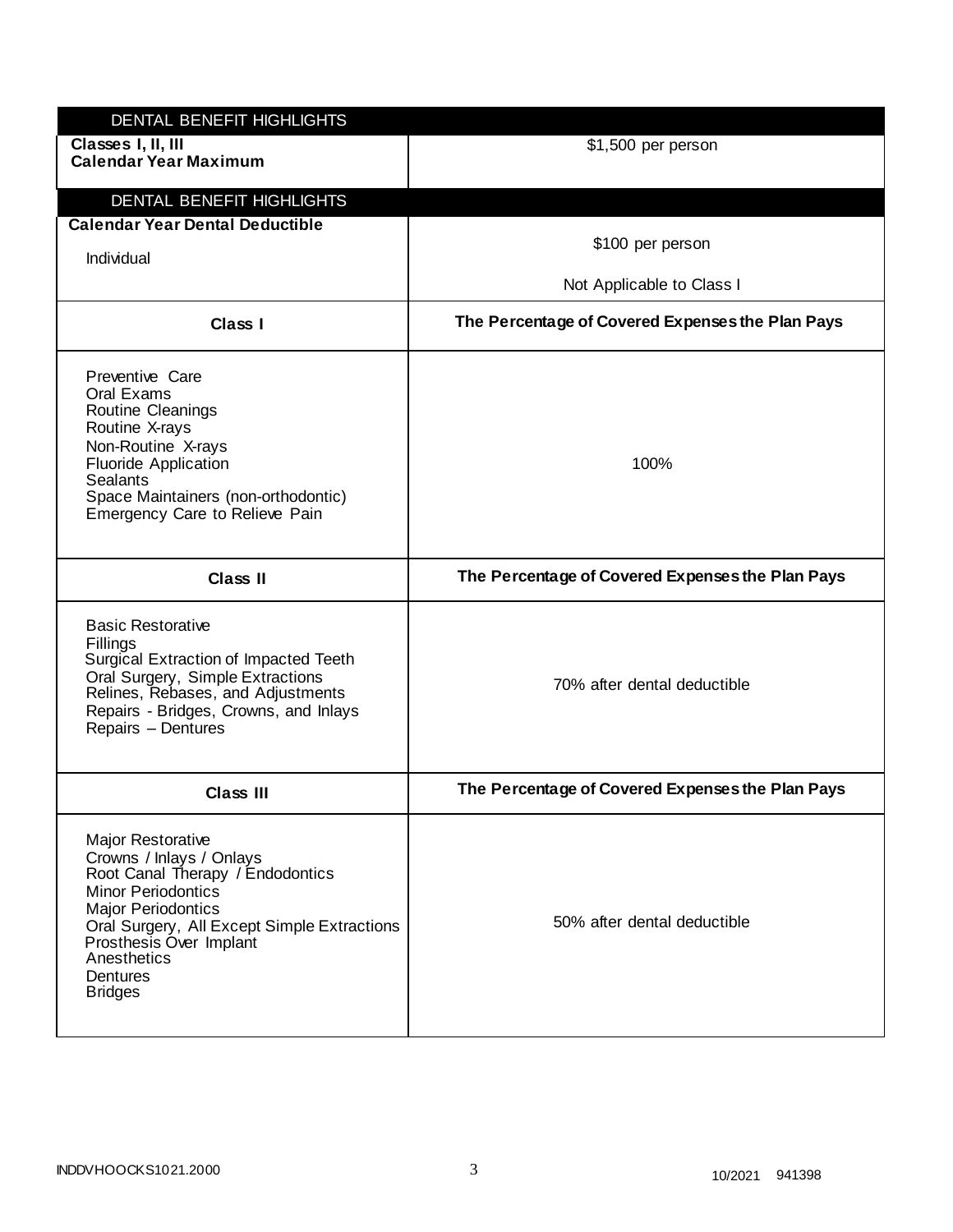| DENTAL BENEFIT HIGHLIGHTS | |
|---|---|
| **Classes I, II, III Calendar Year Maximum** | $1,500 per person |

| DENTAL BENEFIT HIGHLIGHTS | |
|---|---|
| **Calendar Year Dental Deductible**<br>Individual | $100 per person<br>Not Applicable to Class I |
| **Class I** | **The Percentage of Covered Expenses the Plan Pays** |
| Preventive Care<br>Oral Exams<br>Routine Cleanings<br>Routine X-rays<br>Non-Routine X-rays<br>Fluoride Application<br>Sealants<br>Space Maintainers (non-orthodontic)<br>Emergency Care to Relieve Pain | 100% |
| **Class II** | **The Percentage of Covered Expenses the Plan Pays** |
| Basic Restorative<br>Fillings<br>Surgical Extraction of Impacted Teeth<br>Oral Surgery, Simple Extractions<br>Relines, Rebases, and Adjustments<br>Repairs - Bridges, Crowns, and Inlays<br>Repairs – Dentures | 70% after dental deductible |
| **Class III** | **The Percentage of Covered Expenses the Plan Pays** |
| Major Restorative<br>Crowns / Inlays / Onlays<br>Root Canal Therapy / Endodontics<br>Minor Periodontics<br>Major Periodontics<br>Oral Surgery, All Except Simple Extractions<br>Prosthesis Over Implant<br>Anesthetics<br>Dentures<br>Bridges | 50% after dental deductible |

INDDVHOOCKS1021.2000 10/2021 941398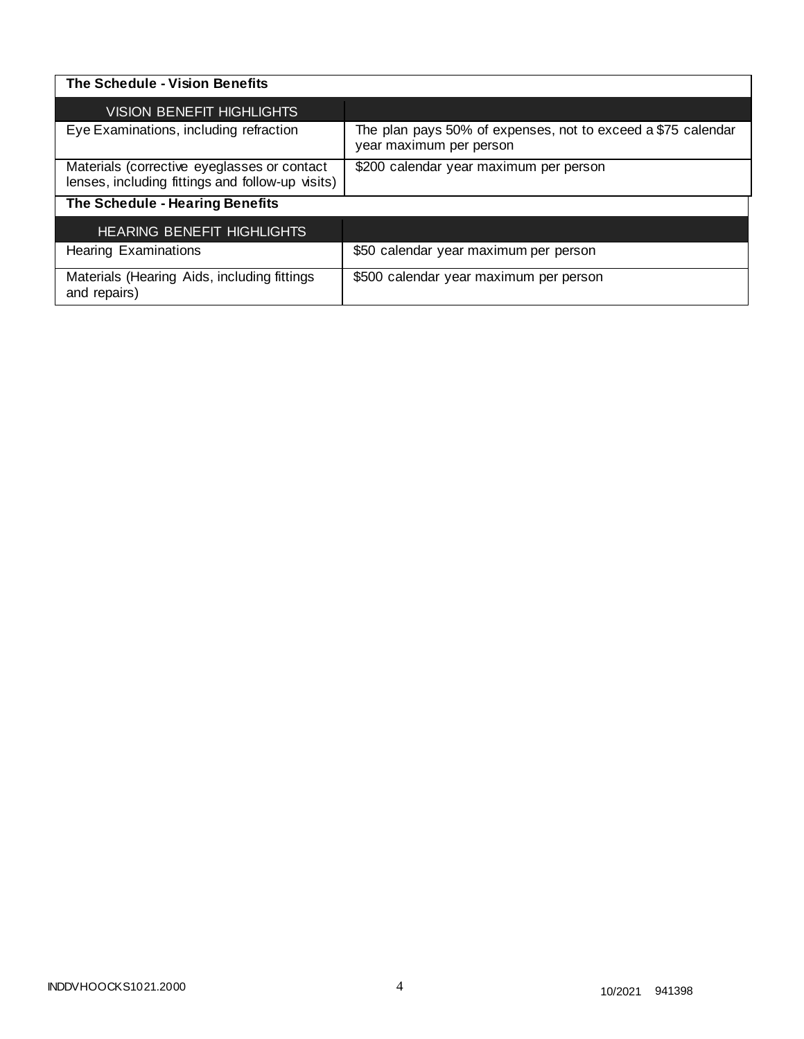| The Schedule - Vision Benefits | |
|---|---|
| VISION BENEFIT HIGHLIGHTS | |
| Eye Examinations, including refraction | The plan pays 50% of expenses, not to exceed a $75 calendar year maximum per person |
| Materials (corrective eyeglasses or contact lenses, including fittings and follow-up visits) | $200 calendar year maximum per person |

| The Schedule - Hearing Benefits | |
|---|---|
| HEARING BENEFIT HIGHLIGHTS | |
| Hearing Examinations | $50 calendar year maximum per person |
| Materials (Hearing Aids, including fittings and repairs) | $500 calendar year maximum per person |

INDDVHOOCKS1021.2000 10/2021 941398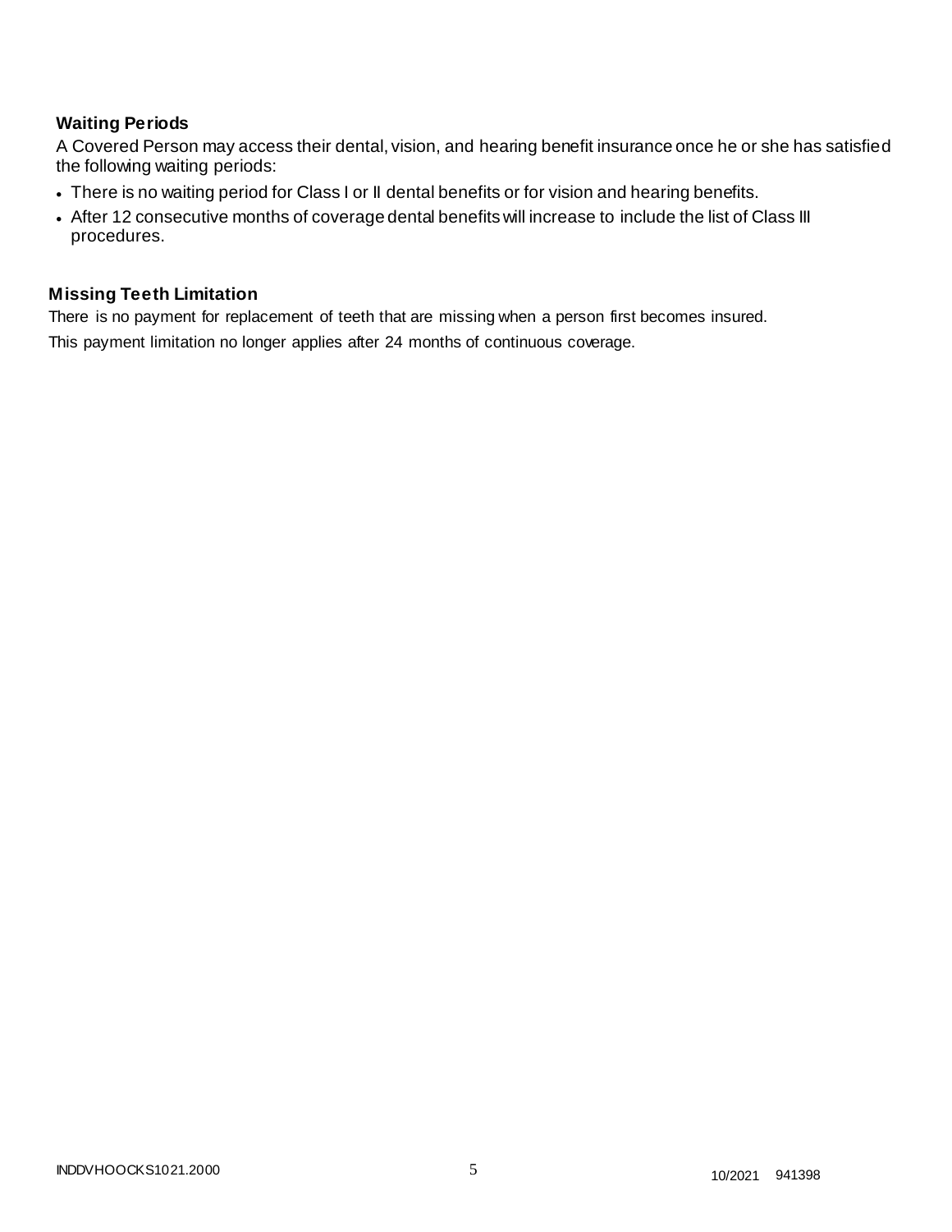### Waiting Periods

A Covered Person may access their dental, vision, and hearing benefit insurance once he or she has satisfied the following waiting periods:

- There is no waiting period for Class I or II dental benefits or for vision and hearing benefits.
- After 12 consecutive months of coverage dental benefits will increase to include the list of Class III procedures.

### Missing Teeth Limitation

There is no payment for replacement of teeth that are missing when a person first becomes insured.

This payment limitation no longer applies after 24 months of continuous coverage.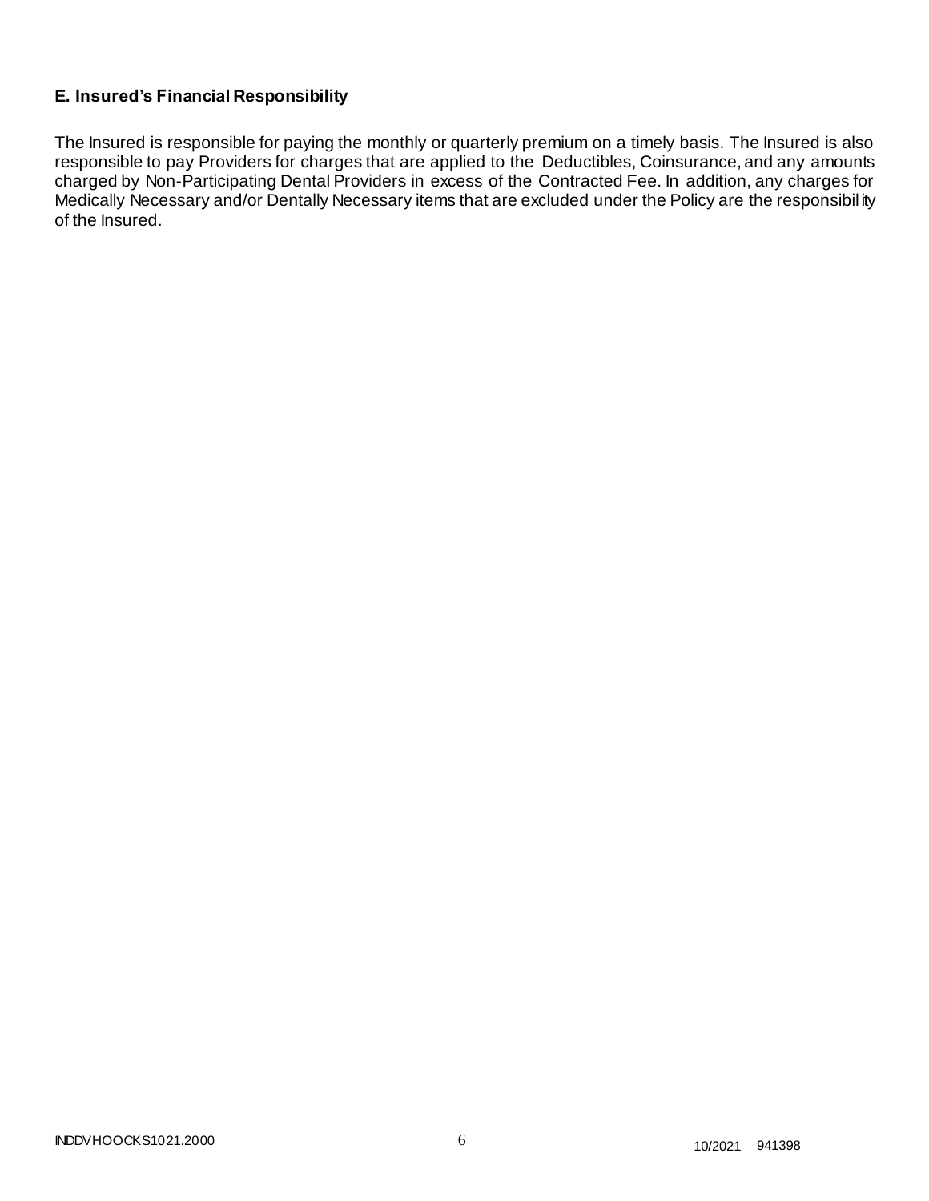### E. Insured's Financial Responsibility

The Insured is responsible for paying the monthly or quarterly premium on a timely basis. The Insured is also responsible to pay Providers for charges that are applied to the Deductibles, Coinsurance, and any amounts charged by Non-Participating Dental Providers in excess of the Contracted Fee. In addition, any charges for Medically Necessary and/or Dentally Necessary items that are excluded under the Policy are the responsibility of the Insured.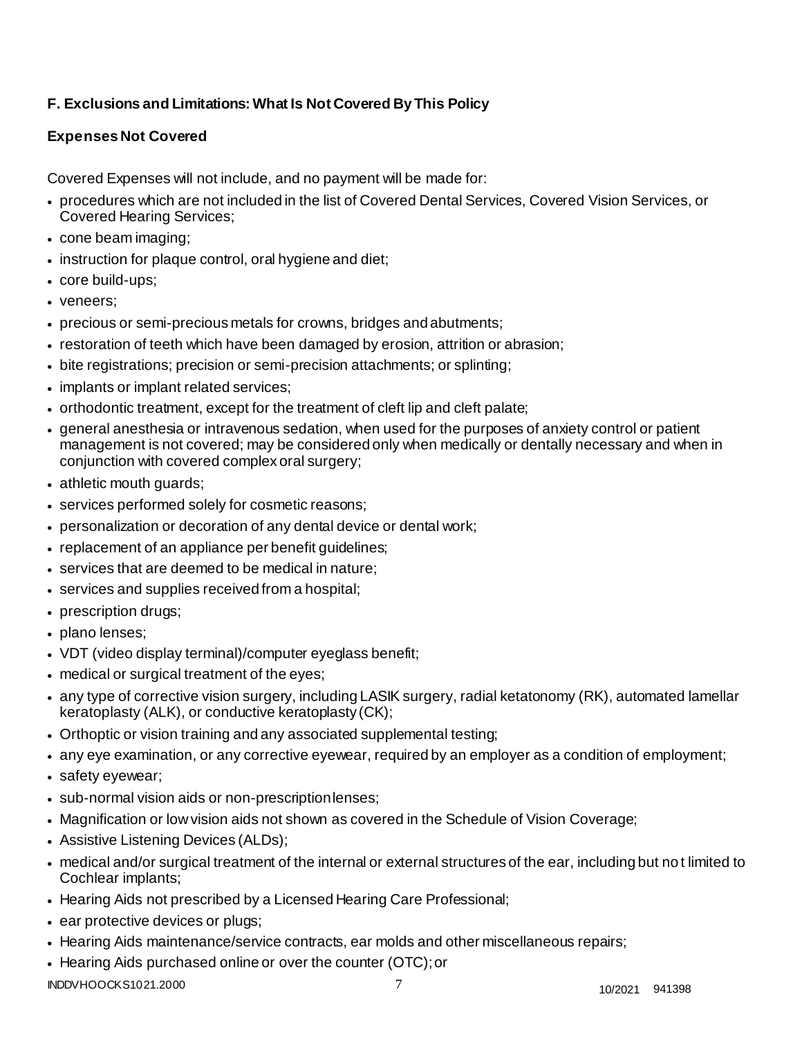### F. Exclusions and Limitations: What Is Not Covered By This Policy

### Expenses Not Covered

Covered Expenses will not include, and no payment will be made for:

- procedures which are not included in the list of Covered Dental Services, Covered Vision Services, or Covered Hearing Services;
- cone beam imaging;
- instruction for plaque control, oral hygiene and diet;
- core build-ups;
- veneers;
- precious or semi-precious metals for crowns, bridges and abutments;
- restoration of teeth which have been damaged by erosion, attrition or abrasion;
- bite registrations; precision or semi-precision attachments; or splinting;
- implants or implant related services;
- orthodontic treatment, except for the treatment of cleft lip and cleft palate;
- general anesthesia or intravenous sedation, when used for the purposes of anxiety control or patient management is not covered; may be considered only when medically or dentally necessary and when in conjunction with covered complex oral surgery;
- athletic mouth guards;
- services performed solely for cosmetic reasons;
- personalization or decoration of any dental device or dental work;
- replacement of an appliance per benefit guidelines;
- services that are deemed to be medical in nature;
- services and supplies received from a hospital;
- prescription drugs;
- plano lenses;
- VDT (video display terminal)/computer eyeglass benefit;
- medical or surgical treatment of the eyes;
- any type of corrective vision surgery, including LASIK surgery, radial ketatonomy (RK), automated lamellar keratoplasty (ALK), or conductive keratoplasty (CK);
- Orthoptic or vision training and any associated supplemental testing;
- any eye examination, or any corrective eyewear, required by an employer as a condition of employment;
- safety eyewear;
- sub-normal vision aids or non-prescription lenses;
- Magnification or low vision aids not shown as covered in the Schedule of Vision Coverage;
- Assistive Listening Devices (ALDs);
- medical and/or surgical treatment of the internal or external structures of the ear, including but not limited to Cochlear implants;
- Hearing Aids not prescribed by a Licensed Hearing Care Professional;
- ear protective devices or plugs;
- Hearing Aids maintenance/service contracts, ear molds and other miscellaneous repairs;
- Hearing Aids purchased online or over the counter (OTC); or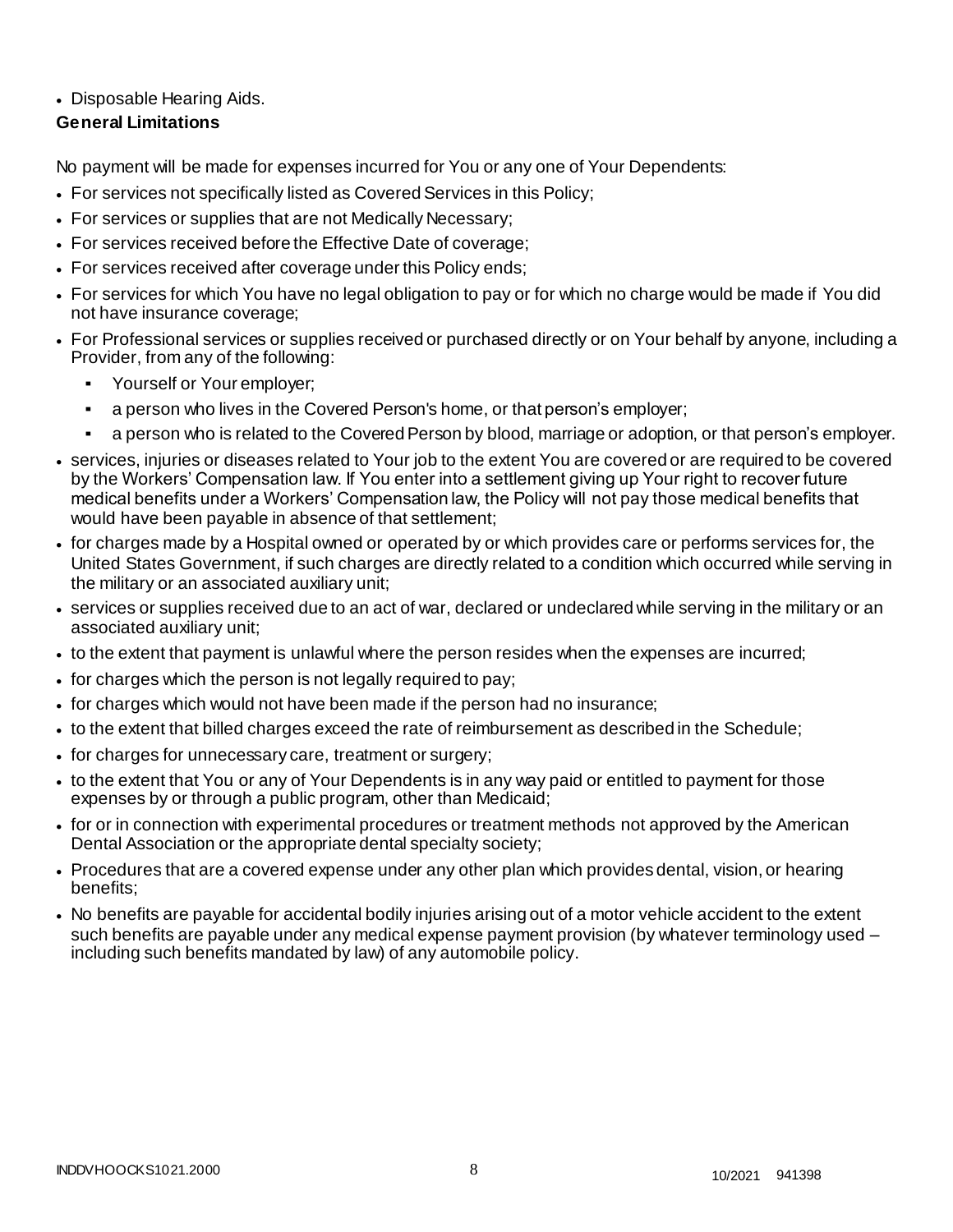- Disposable Hearing Aids.

**General Limitations**

No payment will be made for expenses incurred for You or any one of Your Dependents:

- For services not specifically listed as Covered Services in this Policy;
- For services or supplies that are not Medically Necessary;
- For services received before the Effective Date of coverage;
- For services received after coverage under this Policy ends;
- For services for which You have no legal obligation to pay or for which no charge would be made if You did not have insurance coverage;
- For Professional services or supplies received or purchased directly or on Your behalf by anyone, including a Provider, from any of the following:
  - Yourself or Your employer;
  - a person who lives in the Covered Person's home, or that person's employer;
  - a person who is related to the Covered Person by blood, marriage or adoption, or that person's employer.
- services, injuries or diseases related to Your job to the extent You are covered or are required to be covered by the Workers' Compensation law. If You enter into a settlement giving up Your right to recover future medical benefits under a Workers' Compensation law, the Policy will not pay those medical benefits that would have been payable in absence of that settlement;
- for charges made by a Hospital owned or operated by or which provides care or performs services for, the United States Government, if such charges are directly related to a condition which occurred while serving in the military or an associated auxiliary unit;
- services or supplies received due to an act of war, declared or undeclared while serving in the military or an associated auxiliary unit;
- to the extent that payment is unlawful where the person resides when the expenses are incurred;
- for charges which the person is not legally required to pay;
- for charges which would not have been made if the person had no insurance;
- to the extent that billed charges exceed the rate of reimbursement as described in the Schedule;
- for charges for unnecessary care, treatment or surgery;
- to the extent that You or any of Your Dependents is in any way paid or entitled to payment for those expenses by or through a public program, other than Medicaid;
- for or in connection with experimental procedures or treatment methods not approved by the American Dental Association or the appropriate dental specialty society;
- Procedures that are a covered expense under any other plan which provides dental, vision, or hearing benefits;
- No benefits are payable for accidental bodily injuries arising out of a motor vehicle accident to the extent such benefits are payable under any medical expense payment provision (by whatever terminology used – including such benefits mandated by law) of any automobile policy.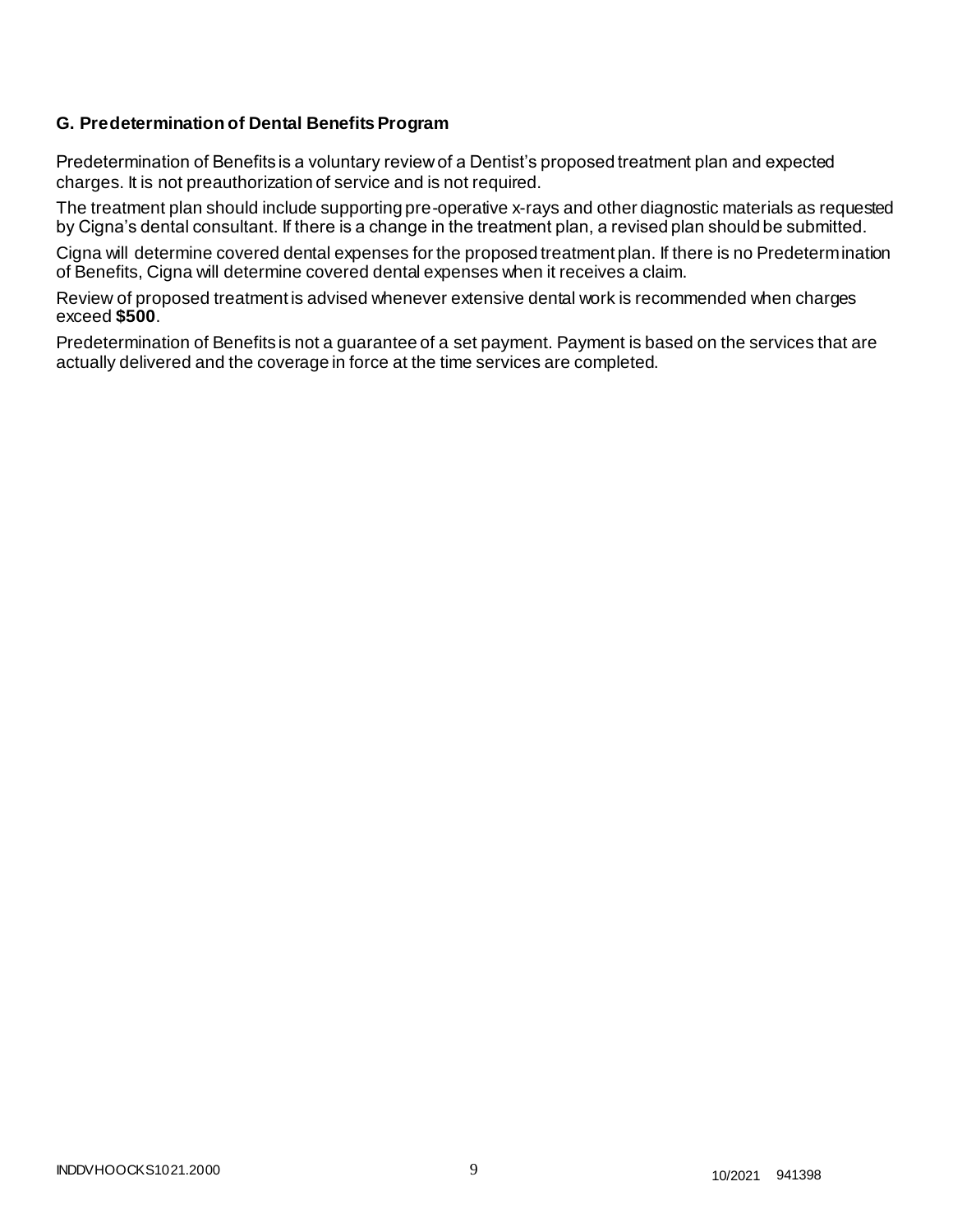### G. Predetermination of Dental Benefits Program

Predetermination of Benefits is a voluntary review of a Dentist's proposed treatment plan and expected charges. It is not preauthorization of service and is not required.

The treatment plan should include supporting pre-operative x-rays and other diagnostic materials as requested by Cigna's dental consultant. If there is a change in the treatment plan, a revised plan should be submitted.

Cigna will determine covered dental expenses for the proposed treatment plan. If there is no Predetermination of Benefits, Cigna will determine covered dental expenses when it receives a claim.

Review of proposed treatment is advised whenever extensive dental work is recommended when charges exceed **$500**.

Predetermination of Benefits is not a guarantee of a set payment. Payment is based on the services that are actually delivered and the coverage in force at the time services are completed.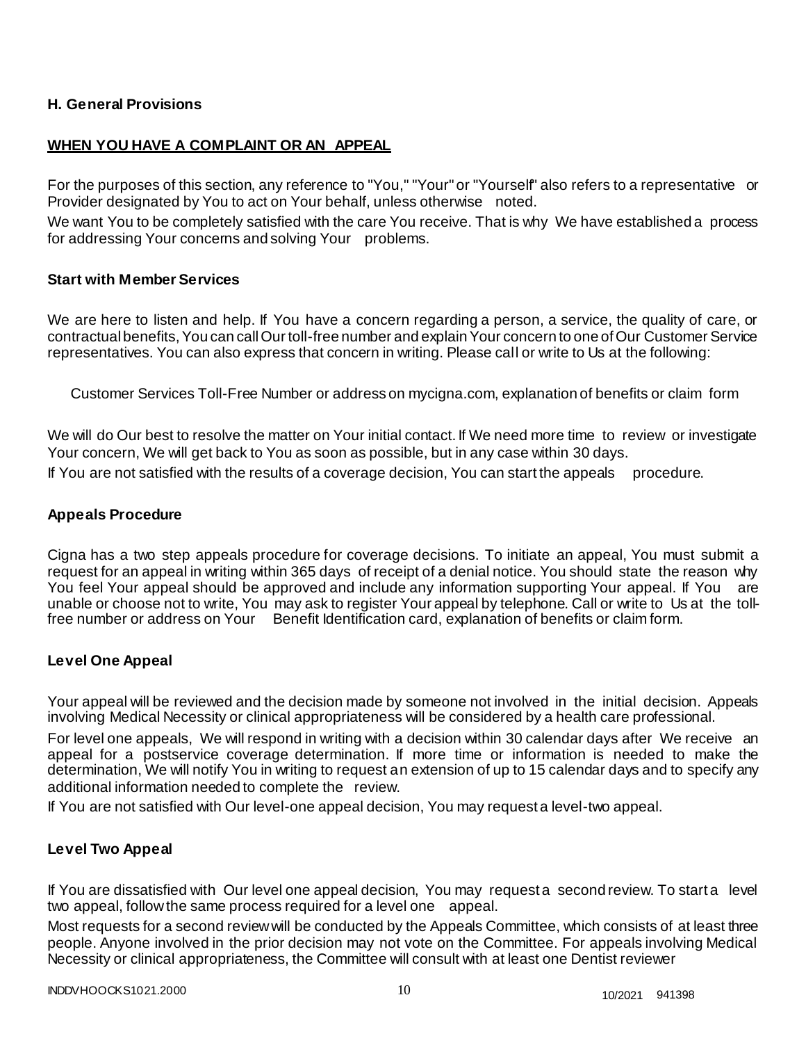## H. General Provisions

### WHEN YOU HAVE A COMPLAINT OR AN APPEAL

For the purposes of this section, any reference to "You," "Your" or "Yourself" also refers to a representative or Provider designated by You to act on Your behalf, unless otherwise noted.

We want You to be completely satisfied with the care You receive. That is why We have established a process for addressing Your concerns and solving Your problems.

### Start with Member Services

We are here to listen and help. If You have a concern regarding a person, a service, the quality of care, or contractual benefits, You can call Our toll-free number and explain Your concern to one of Our Customer Service representatives. You can also express that concern in writing. Please call or write to Us at the following:

Customer Services Toll-Free Number or address on mycigna.com, explanation of benefits or claim form

We will do Our best to resolve the matter on Your initial contact. If We need more time to review or investigate Your concern, We will get back to You as soon as possible, but in any case within 30 days.

If You are not satisfied with the results of a coverage decision, You can start the appeals procedure.

### Appeals Procedure

Cigna has a two step appeals procedure for coverage decisions. To initiate an appeal, You must submit a request for an appeal in writing within 365 days of receipt of a denial notice. You should state the reason why You feel Your appeal should be approved and include any information supporting Your appeal. If You are unable or choose not to write, You may ask to register Your appeal by telephone. Call or write to Us at the toll-free number or address on Your Benefit Identification card, explanation of benefits or claim form.

### Level One Appeal

Your appeal will be reviewed and the decision made by someone not involved in the initial decision. Appeals involving Medical Necessity or clinical appropriateness will be considered by a health care professional.

For level one appeals, We will respond in writing with a decision within 30 calendar days after We receive an appeal for a postservice coverage determination. If more time or information is needed to make the determination, We will notify You in writing to request an extension of up to 15 calendar days and to specify any additional information needed to complete the review.

If You are not satisfied with Our level-one appeal decision, You may request a level-two appeal.

### Level Two Appeal

If You are dissatisfied with Our level one appeal decision, You may request a second review. To start a level two appeal, follow the same process required for a level one appeal.

Most requests for a second review will be conducted by the Appeals Committee, which consists of at least three people. Anyone involved in the prior decision may not vote on the Committee. For appeals involving Medical Necessity or clinical appropriateness, the Committee will consult with at least one Dentist reviewer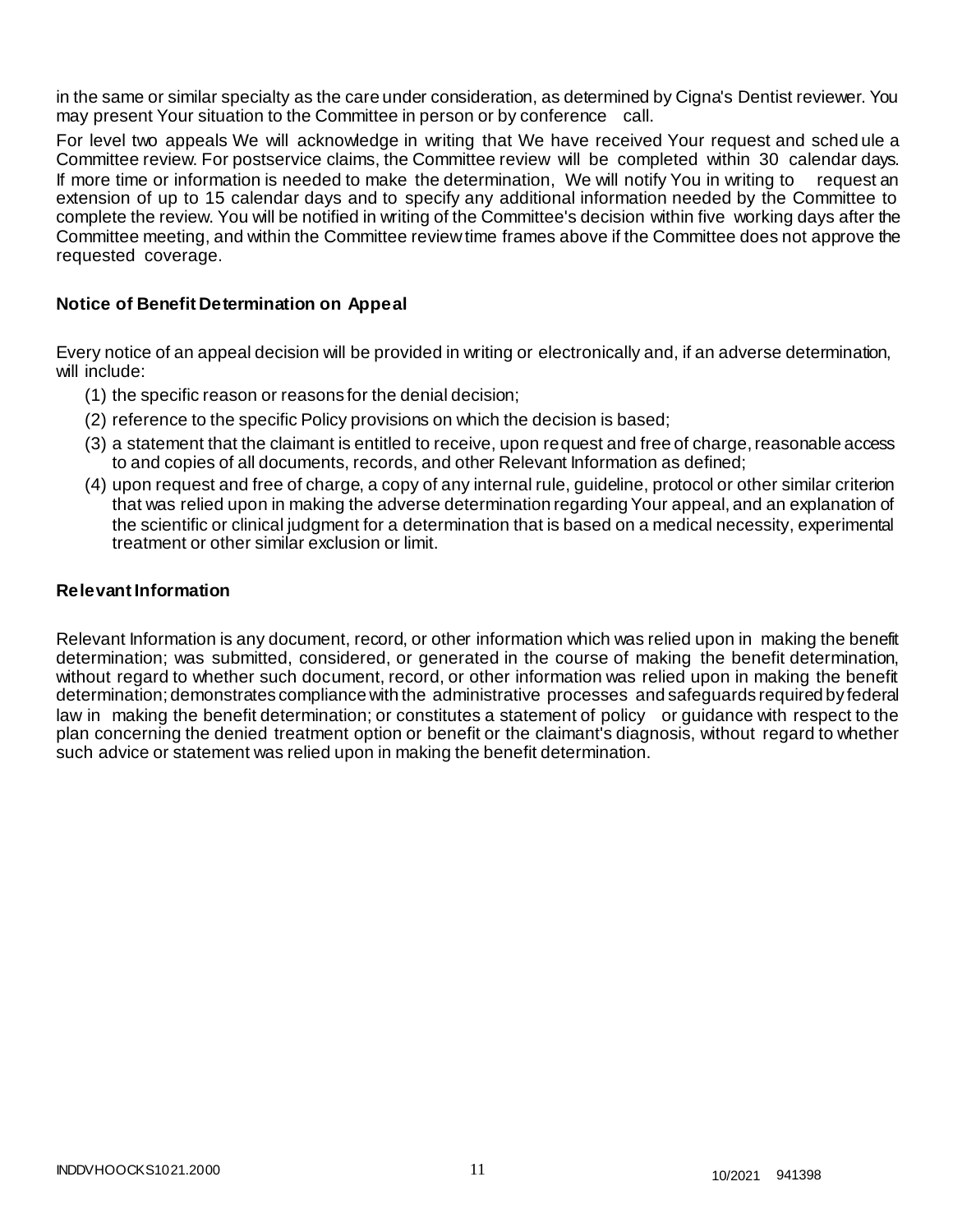in the same or similar specialty as the care under consideration, as determined by Cigna's Dentist reviewer. You may present Your situation to the Committee in person or by conference call.

For level two appeals We will acknowledge in writing that We have received Your request and schedule a Committee review. For postservice claims, the Committee review will be completed within 30 calendar days. If more time or information is needed to make the determination, We will notify You in writing to request an extension of up to 15 calendar days and to specify any additional information needed by the Committee to complete the review. You will be notified in writing of the Committee's decision within five working days after the Committee meeting, and within the Committee review time frames above if the Committee does not approve the requested coverage.

### Notice of Benefit Determination on Appeal

Every notice of an appeal decision will be provided in writing or electronically and, if an adverse determination, will include:

(1) the specific reason or reasons for the denial decision;

(2) reference to the specific Policy provisions on which the decision is based;

(3) a statement that the claimant is entitled to receive, upon request and free of charge, reasonable access to and copies of all documents, records, and other Relevant Information as defined;

(4) upon request and free of charge, a copy of any internal rule, guideline, protocol or other similar criterion that was relied upon in making the adverse determination regarding Your appeal, and an explanation of the scientific or clinical judgment for a determination that is based on a medical necessity, experimental treatment or other similar exclusion or limit.

### Relevant Information

Relevant Information is any document, record, or other information which was relied upon in making the benefit determination; was submitted, considered, or generated in the course of making the benefit determination, without regard to whether such document, record, or other information was relied upon in making the benefit determination; demonstrates compliance with the administrative processes and safeguards required by federal law in making the benefit determination; or constitutes a statement of policy or guidance with respect to the plan concerning the denied treatment option or benefit or the claimant's diagnosis, without regard to whether such advice or statement was relied upon in making the benefit determination.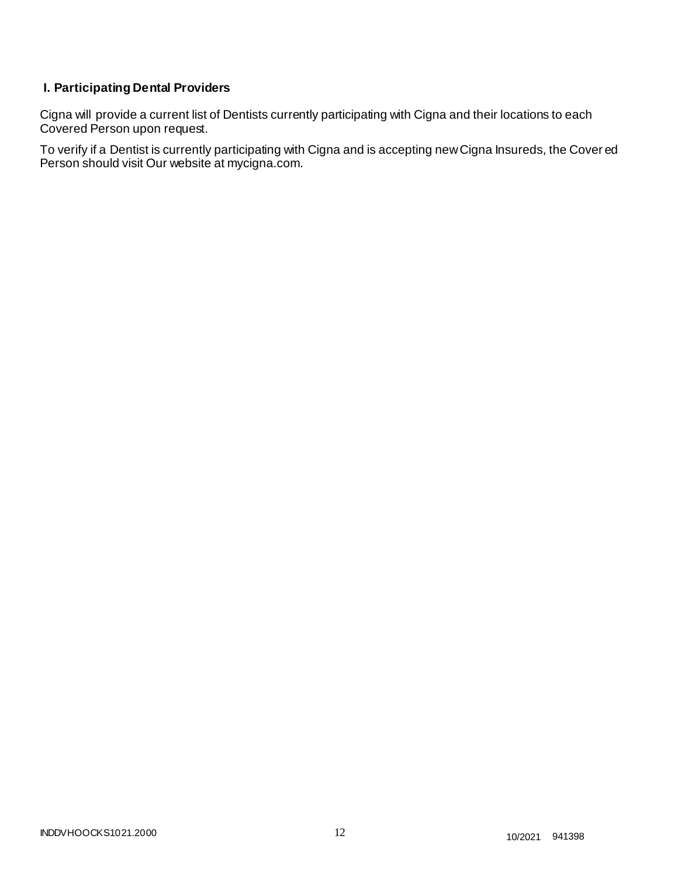## I. Participating Dental Providers

Cigna will provide a current list of Dentists currently participating with Cigna and their locations to each Covered Person upon request.

To verify if a Dentist is currently participating with Cigna and is accepting new Cigna Insureds, the Covered Person should visit Our website at mycigna.com.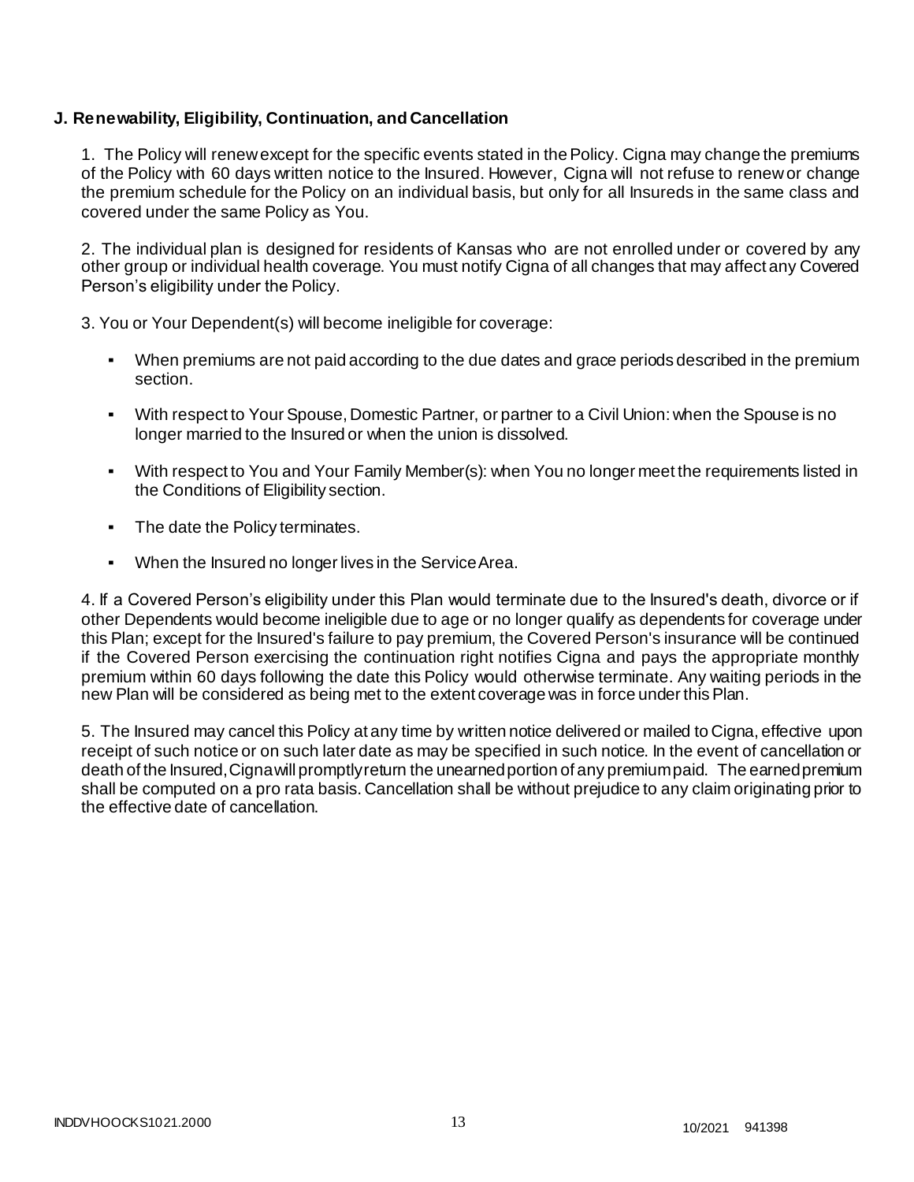**J. Renewability, Eligibility, Continuation, and Cancellation**

1. The Policy will renew except for the specific events stated in the Policy. Cigna may change the premiums of the Policy with 60 days written notice to the Insured. However, Cigna will not refuse to renew or change the premium schedule for the Policy on an individual basis, but only for all Insureds in the same class and covered under the same Policy as You.

2. The individual plan is designed for residents of Kansas who are not enrolled under or covered by any other group or individual health coverage. You must notify Cigna of all changes that may affect any Covered Person's eligibility under the Policy.

3. You or Your Dependent(s) will become ineligible for coverage:

- When premiums are not paid according to the due dates and grace periods described in the premium section.
- With respect to Your Spouse, Domestic Partner, or partner to a Civil Union: when the Spouse is no longer married to the Insured or when the union is dissolved.
- With respect to You and Your Family Member(s): when You no longer meet the requirements listed in the Conditions of Eligibility section.
- The date the Policy terminates.
- When the Insured no longer lives in the Service Area.

4. If a Covered Person's eligibility under this Plan would terminate due to the Insured's death, divorce or if other Dependents would become ineligible due to age or no longer qualify as dependents for coverage under this Plan; except for the Insured's failure to pay premium, the Covered Person's insurance will be continued if the Covered Person exercising the continuation right notifies Cigna and pays the appropriate monthly premium within 60 days following the date this Policy would otherwise terminate. Any waiting periods in the new Plan will be considered as being met to the extent coverage was in force under this Plan.

5. The Insured may cancel this Policy at any time by written notice delivered or mailed to Cigna, effective upon receipt of such notice or on such later date as may be specified in such notice. In the event of cancellation or death of the Insured, Cigna will promptly return the unearned portion of any premium paid. The earned premium shall be computed on a pro rata basis. Cancellation shall be without prejudice to any claim originating prior to the effective date of cancellation.

INDDVHOOCKS1021.2000 10/2021 941398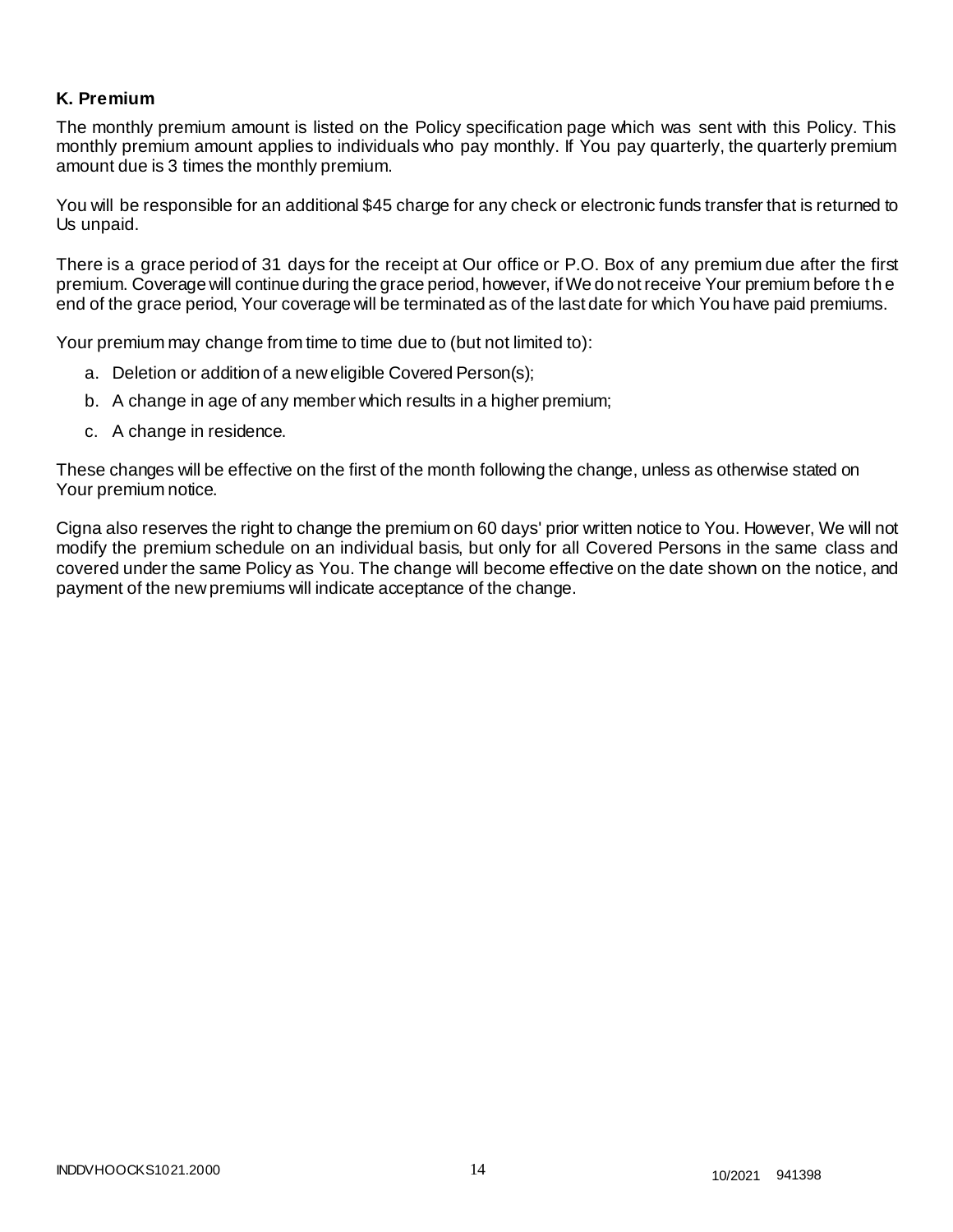**K. Premium**

The monthly premium amount is listed on the Policy specification page which was sent with this Policy. This monthly premium amount applies to individuals who pay monthly. If You pay quarterly, the quarterly premium amount due is 3 times the monthly premium.

You will be responsible for an additional $45 charge for any check or electronic funds transfer that is returned to Us unpaid.

There is a grace period of 31 days for the receipt at Our office or P.O. Box of any premium due after the first premium. Coverage will continue during the grace period, however, if We do not receive Your premium before the end of the grace period, Your coverage will be terminated as of the last date for which You have paid premiums.

Your premium may change from time to time due to (but not limited to):

a. Deletion or addition of a new eligible Covered Person(s);
b. A change in age of any member which results in a higher premium;
c. A change in residence.

These changes will be effective on the first of the month following the change, unless as otherwise stated on Your premium notice.

Cigna also reserves the right to change the premium on 60 days' prior written notice to You. However, We will not modify the premium schedule on an individual basis, but only for all Covered Persons in the same class and covered under the same Policy as You. The change will become effective on the date shown on the notice, and payment of the new premiums will indicate acceptance of the change.